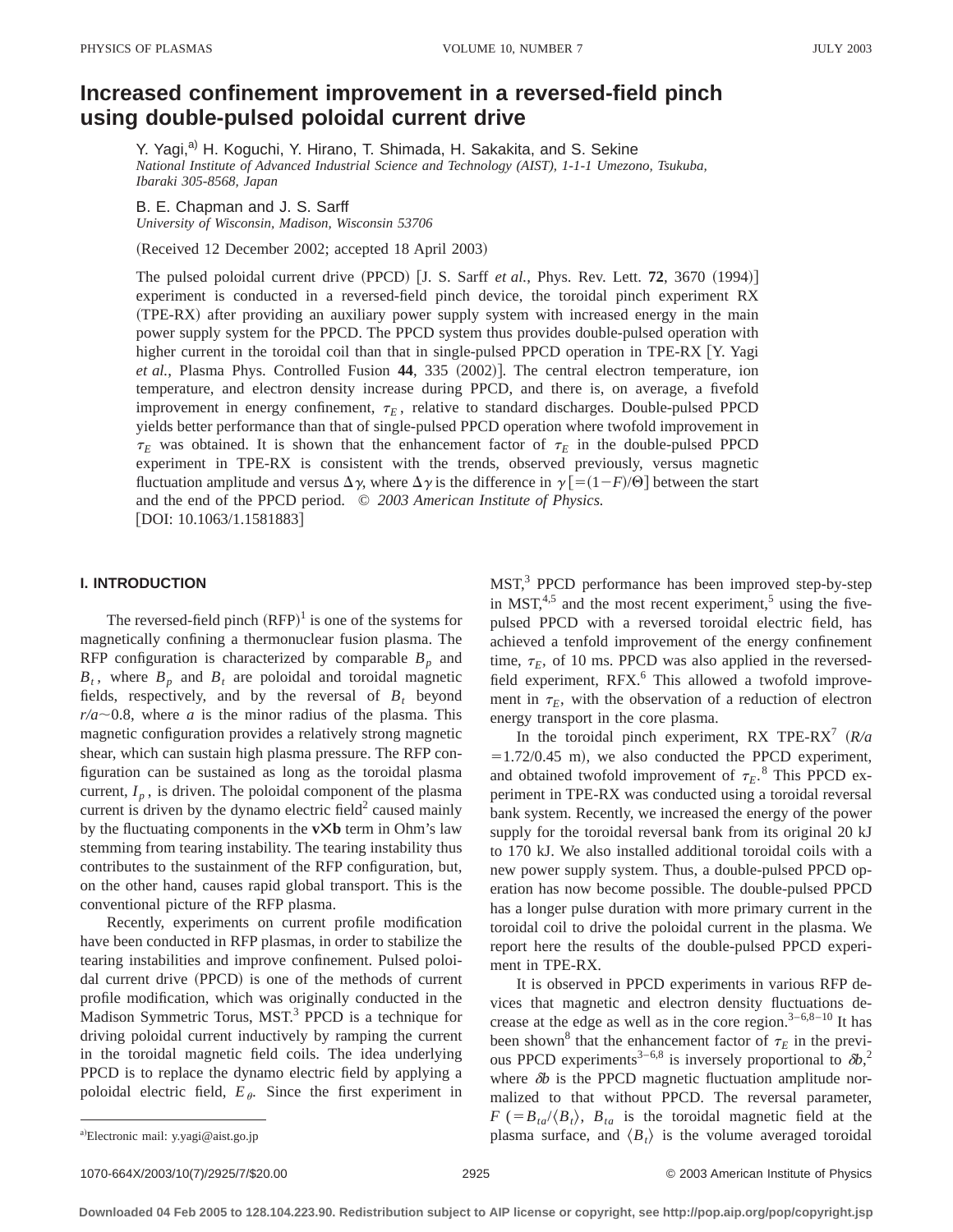# Increased confinement improvement in a reversed-field pinch using double-pulsed poloidal current drive

Y. Yagi,[a)] H. Koguchi, Y. Hirano, T. Shimada, H. Sakakita, and S. Sekine
*National Institute of Advanced Industrial Science and Technology (AIST), 1-1-1 Umezono, Tsukuba, Ibaraki 305-8568, Japan*

B. E. Chapman and J. S. Sarff
*University of Wisconsin, Madison, Wisconsin 53706*

(Received 12 December 2002; accepted 18 April 2003)

The pulsed poloidal current drive (PPCD) [J. S. Sarff *et al.*, Phys. Rev. Lett. **72**, 3670 (1994)] experiment is conducted in a reversed-field pinch device, the toroidal pinch experiment RX (TPE-RX) after providing an auxiliary power supply system with increased energy in the main power supply system for the PPCD. The PPCD system thus provides double-pulsed operation with higher current in the toroidal coil than that in single-pulsed PPCD operation in TPE-RX [Y. Yagi *et al.*, Plasma Phys. Controlled Fusion **44**, 335 (2002)]. The central electron temperature, ion temperature, and electron density increase during PPCD, and there is, on average, a fivefold improvement in energy confinement, $\tau_E$, relative to standard discharges. Double-pulsed PPCD yields better performance than that of single-pulsed PPCD operation where twofold improvement in $\tau_E$ was obtained. It is shown that the enhancement factor of $\tau_E$ in the double-pulsed PPCD experiment in TPE-RX is consistent with the trends, observed previously, versus magnetic fluctuation amplitude and versus $\Delta\gamma$, where $\Delta\gamma$ is the difference in $\gamma\,[=(1-F)/\Theta]$ between the start and the end of the PPCD period. © *2003 American Institute of Physics.* [DOI: 10.1063/1.1581883]

## I. INTRODUCTION

The reversed-field pinch (RFP)[1] is one of the systems for magnetically confining a thermonuclear fusion plasma. The RFP configuration is characterized by comparable $B_p$ and $B_t$, where $B_p$ and $B_t$ are poloidal and toroidal magnetic fields, respectively, and by the reversal of $B_t$ beyond $r/a\sim0.8$, where $a$ is the minor radius of the plasma. This magnetic configuration provides a relatively strong magnetic shear, which can sustain high plasma pressure. The RFP configuration can be sustained as long as the toroidal plasma current, $I_p$, is driven. The poloidal component of the plasma current is driven by the dynamo electric field[2] caused mainly by the fluctuating components in the $\mathbf{v}\times\mathbf{b}$ term in Ohm's law stemming from tearing instability. The tearing instability thus contributes to the sustainment of the RFP configuration, but, on the other hand, causes rapid global transport. This is the conventional picture of the RFP plasma.

Recently, experiments on current profile modification have been conducted in RFP plasmas, in order to stabilize the tearing instabilities and improve confinement. Pulsed poloidal current drive (PPCD) is one of the methods of current profile modification, which was originally conducted in the Madison Symmetric Torus, MST.[3] PPCD is a technique for driving poloidal current inductively by ramping the current in the toroidal magnetic field coils. The idea underlying PPCD is to replace the dynamo electric field by applying a poloidal electric field, $E_\theta$. Since the first experiment in MST,[3] PPCD performance has been improved step-by-step in MST,[4,5] and the most recent experiment,[5] using the five-pulsed PPCD with a reversed toroidal electric field, has achieved a tenfold improvement of the energy confinement time, $\tau_E$, of 10 ms. PPCD was also applied in the reversed-field experiment, RFX.[6] This allowed a twofold improvement in $\tau_E$, with the observation of a reduction of electron energy transport in the core plasma.

In the toroidal pinch experiment, RX TPE-RX[7] ($R/a=1.72/0.45$ m), we also conducted the PPCD experiment, and obtained twofold improvement of $\tau_E$.[8] This PPCD experiment in TPE-RX was conducted using a toroidal reversal bank system. Recently, we increased the energy of the power supply for the toroidal reversal bank from its original 20 kJ to 170 kJ. We also installed additional toroidal coils with a new power supply system. Thus, a double-pulsed PPCD operation has now become possible. The double-pulsed PPCD has a longer pulse duration with more primary current in the toroidal coil to drive the poloidal current in the plasma. We report here the results of the double-pulsed PPCD experiment in TPE-RX.

It is observed in PPCD experiments in various RFP devices that magnetic and electron density fluctuations decrease at the edge as well as in the core region.[3–6,8–10] It has been shown[8] that the enhancement factor of $\tau_E$ in the previous PPCD experiments[3–6,8] is inversely proportional to $\delta b$,[2] where $\delta b$ is the PPCD magnetic fluctuation amplitude normalized to that without PPCD. The reversal parameter, $F$ $(=B_{ta}/\langle B_t\rangle$, $B_{ta}$ is the toroidal magnetic field at the plasma surface, and $\langle B_t\rangle$ is the volume averaged toroidal

[a)]Electronic mail: y.yagi@aist.go.jp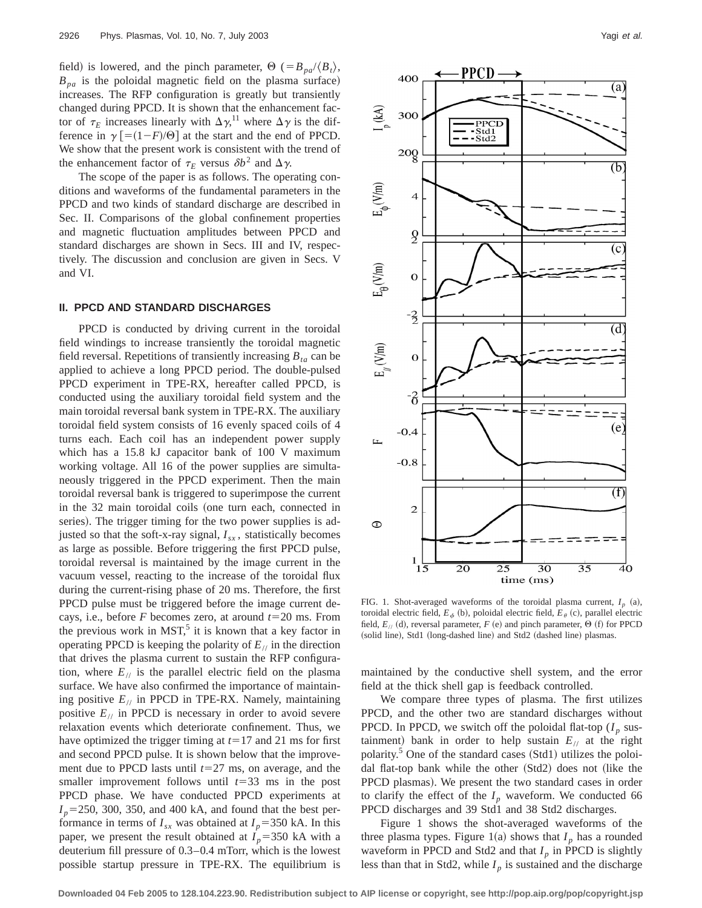field) is lowered, and the pinch parameter, $\Theta$ $(=B_{pa}/\langle B_t \rangle$, $B_{pa}$ is the poloidal magnetic field on the plasma surface) increases. The RFP configuration is greatly but transiently changed during PPCD. It is shown that the enhancement factor of $\tau_E$ increases linearly with $\Delta\gamma$,[11] where $\Delta\gamma$ is the difference in $\gamma$ $[=(1-F)/\Theta]$ at the start and the end of PPCD. We show that the present work is consistent with the trend of the enhancement factor of $\tau_E$ versus $\delta b^2$ and $\Delta\gamma$.

The scope of the paper is as follows. The operating conditions and waveforms of the fundamental parameters in the PPCD and two kinds of standard discharge are described in Sec. II. Comparisons of the global confinement properties and magnetic fluctuation amplitudes between PPCD and standard discharges are shown in Secs. III and IV, respectively. The discussion and conclusion are given in Secs. V and VI.

## II. PPCD AND STANDARD DISCHARGES

PPCD is conducted by driving current in the toroidal field windings to increase transiently the toroidal magnetic field reversal. Repetitions of transiently increasing $B_{ta}$ can be applied to achieve a long PPCD period. The double-pulsed PPCD experiment in TPE-RX, hereafter called PPCD, is conducted using the auxiliary toroidal field system and the main toroidal reversal bank system in TPE-RX. The auxiliary toroidal field system consists of 16 evenly spaced coils of 4 turns each. Each coil has an independent power supply which has a 15.8 kJ capacitor bank of 100 V maximum working voltage. All 16 of the power supplies are simultaneously triggered in the PPCD experiment. Then the main toroidal reversal bank is triggered to superimpose the current in the 32 main toroidal coils (one turn each, connected in series). The trigger timing for the two power supplies is adjusted so that the soft-x-ray signal, $I_{sx}$, statistically becomes as large as possible. Before triggering the first PPCD pulse, toroidal reversal is maintained by the image current in the vacuum vessel, reacting to the increase of the toroidal flux during the current-rising phase of 20 ms. Therefore, the first PPCD pulse must be triggered before the image current decays, i.e., before $F$ becomes zero, at around $t=20$ ms. From the previous work in MST,[5] it is known that a key factor in operating PPCD is keeping the polarity of $E_{//}$ in the direction that drives the plasma current to sustain the RFP configuration, where $E_{//}$ is the parallel electric field on the plasma surface. We have also confirmed the importance of maintaining positive $E_{//}$ in PPCD in TPE-RX. Namely, maintaining positive $E_{//}$ in PPCD is necessary in order to avoid severe relaxation events which deteriorate confinement. Thus, we have optimized the trigger timing at $t=17$ and 21 ms for first and second PPCD pulse. It is shown below that the improvement due to PPCD lasts until $t=27$ ms, on average, and the smaller improvement follows until $t=33$ ms in the post PPCD phase. We have conducted PPCD experiments at $I_p=250$, 300, 350, and 400 kA, and found that the best performance in terms of $I_{sx}$ was obtained at $I_p=350$ kA. In this paper, we present the result obtained at $I_p=350$ kA with a deuterium fill pressure of 0.3–0.4 mTorr, which is the lowest possible startup pressure in TPE-RX. The equilibrium is maintained by the conductive shell system, and the error field at the thick shell gap is feedback controlled.

FIG. 1. Shot-averaged waveforms of the toroidal plasma current, $I_p$ (a), toroidal electric field, $E_\phi$ (b), poloidal electric field, $E_\theta$ (c), parallel electric field, $E_{//}$ (d), reversal parameter, $F$ (e) and pinch parameter, $\Theta$ (f) for PPCD (solid line), Std1 (long-dashed line) and Std2 (dashed line) plasmas.

We compare three types of plasma. The first utilizes PPCD, and the other two are standard discharges without PPCD. In PPCD, we switch off the poloidal flat-top ($I_p$ sustainment) bank in order to help sustain $E_{//}$ at the right polarity.[5] One of the standard cases (Std1) utilizes the poloidal flat-top bank while the other (Std2) does not (like the PPCD plasmas). We present the two standard cases in order to clarify the effect of the $I_p$ waveform. We conducted 66 PPCD discharges and 39 Std1 and 38 Std2 discharges.

Figure 1 shows the shot-averaged waveforms of the three plasma types. Figure 1(a) shows that $I_p$ has a rounded waveform in PPCD and Std2 and that $I_p$ in PPCD is slightly less than that in Std2, while $I_p$ is sustained and the discharge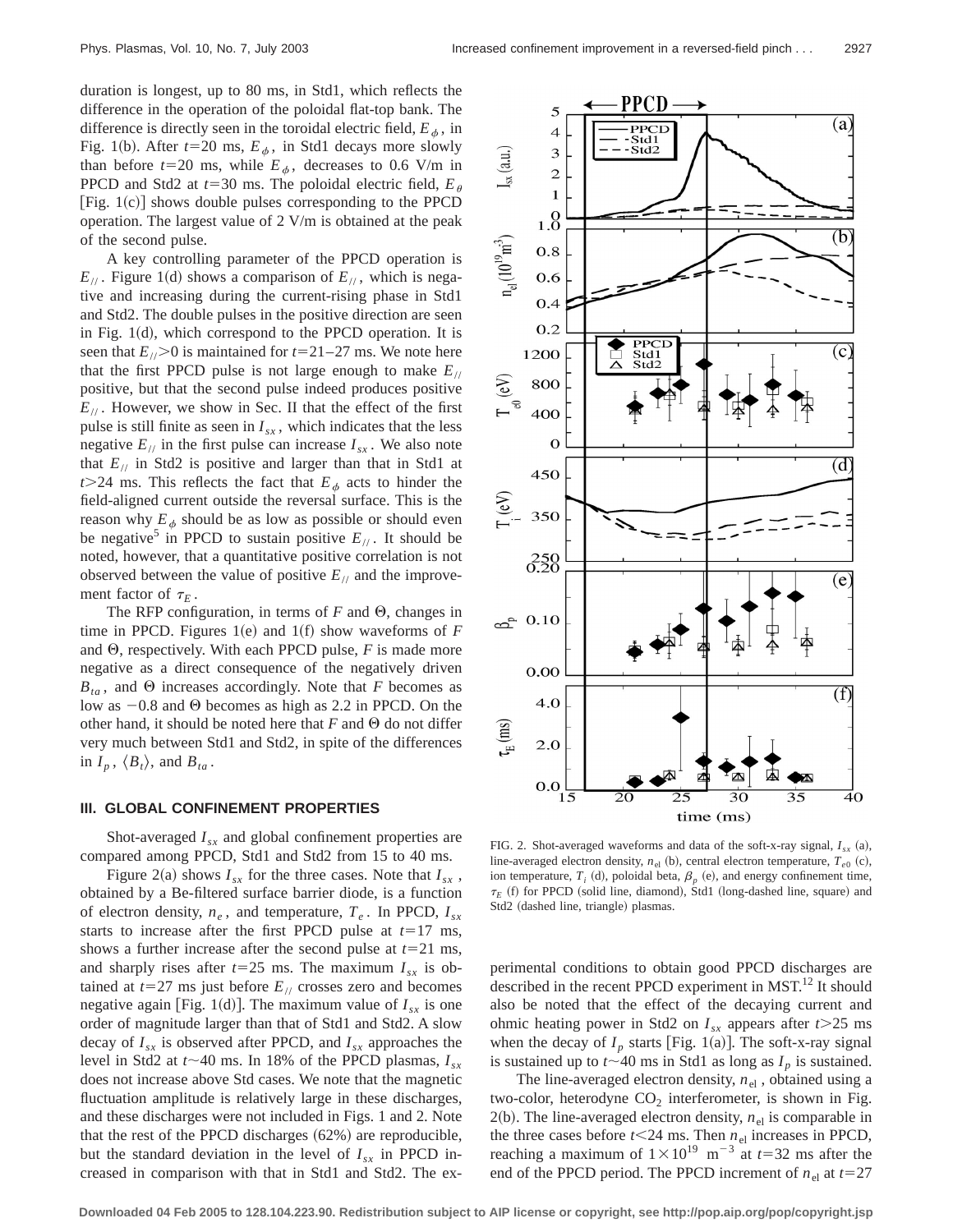duration is longest, up to 80 ms, in Std1, which reflects the difference in the operation of the poloidal flat-top bank. The difference is directly seen in the toroidal electric field, $E_\phi$, in Fig. 1(b). After $t=20$ ms, $E_\phi$, in Std1 decays more slowly than before $t=20$ ms, while $E_\phi$, decreases to 0.6 V/m in PPCD and Std2 at $t=30$ ms. The poloidal electric field, $E_\theta$ [Fig. 1(c)] shows double pulses corresponding to the PPCD operation. The largest value of 2 V/m is obtained at the peak of the second pulse.

A key controlling parameter of the PPCD operation is $E_{//}$. Figure 1(d) shows a comparison of $E_{//}$, which is negative and increasing during the current-rising phase in Std1 and Std2. The double pulses in the positive direction are seen in Fig. 1(d), which correspond to the PPCD operation. It is seen that $E_{//}>0$ is maintained for $t=21$–27 ms. We note here that the first PPCD pulse is not large enough to make $E_{//}$ positive, but that the second pulse indeed produces positive $E_{//}$. However, we show in Sec. II that the effect of the first pulse is still finite as seen in $I_{sx}$, which indicates that the less negative $E_{//}$ in the first pulse can increase $I_{sx}$. We also note that $E_{//}$ in Std2 is positive and larger than that in Std1 at $t>24$ ms. This reflects the fact that $E_\phi$ acts to hinder the field-aligned current outside the reversal surface. This is the reason why $E_\phi$ should be as low as possible or should even be negative[5] in PPCD to sustain positive $E_{//}$. It should be noted, however, that a quantitative positive correlation is not observed between the value of positive $E_{//}$ and the improvement factor of $\tau_E$.

The RFP configuration, in terms of $F$ and $\Theta$, changes in time in PPCD. Figures 1(e) and 1(f) show waveforms of $F$ and $\Theta$, respectively. With each PPCD pulse, $F$ is made more negative as a direct consequence of the negatively driven $B_{ta}$, and $\Theta$ increases accordingly. Note that $F$ becomes as low as $-0.8$ and $\Theta$ becomes as high as 2.2 in PPCD. On the other hand, it should be noted here that $F$ and $\Theta$ do not differ very much between Std1 and Std2, in spite of the differences in $I_p$, $\langle B_t \rangle$, and $B_{ta}$.

### III. GLOBAL CONFINEMENT PROPERTIES

Shot-averaged $I_{sx}$ and global confinement properties are compared among PPCD, Std1 and Std2 from 15 to 40 ms.

Figure 2(a) shows $I_{sx}$ for the three cases. Note that $I_{sx}$, obtained by a Be-filtered surface barrier diode, is a function of electron density, $n_e$, and temperature, $T_e$. In PPCD, $I_{sx}$ starts to increase after the first PPCD pulse at $t=17$ ms, shows a further increase after the second pulse at $t=21$ ms, and sharply rises after $t=25$ ms. The maximum $I_{sx}$ is obtained at $t=27$ ms just before $E_{//}$ crosses zero and becomes negative again [Fig. 1(d)]. The maximum value of $I_{sx}$ is one order of magnitude larger than that of Std1 and Std2. A slow decay of $I_{sx}$ is observed after PPCD, and $I_{sx}$ approaches the level in Std2 at $t\sim40$ ms. In 18% of the PPCD plasmas, $I_{sx}$ does not increase above Std cases. We note that the magnetic fluctuation amplitude is relatively large in these discharges, and these discharges were not included in Figs. 1 and 2. Note that the rest of the PPCD discharges (62%) are reproducible, but the standard deviation in the level of $I_{sx}$ in PPCD increased in comparison with that in Std1 and Std2. The experimental conditions to obtain good PPCD discharges are described in the recent PPCD experiment in MST.[12] It should also be noted that the effect of the decaying current and ohmic heating power in Std2 on $I_{sx}$ appears after $t>25$ ms when the decay of $I_p$ starts [Fig. 1(a)]. The soft-x-ray signal is sustained up to $t\sim40$ ms in Std1 as long as $I_p$ is sustained.

FIG. 2. Shot-averaged waveforms and data of the soft-x-ray signal, $I_{sx}$ (a), line-averaged electron density, $n_{el}$ (b), central electron temperature, $T_{e0}$ (c), ion temperature, $T_i$ (d), poloidal beta, $\beta_p$ (e), and energy confinement time, $\tau_E$ (f) for PPCD (solid line, diamond), Std1 (long-dashed line, square) and Std2 (dashed line, triangle) plasmas.

The line-averaged electron density, $n_{el}$, obtained using a two-color, heterodyne $CO_2$ interferometer, is shown in Fig. 2(b). The line-averaged electron density, $n_{el}$ is comparable in the three cases before $t<24$ ms. Then $n_{el}$ increases in PPCD, reaching a maximum of $1\times10^{19}$ m$^{-3}$ at $t=32$ ms after the end of the PPCD period. The PPCD increment of $n_{el}$ at $t=27$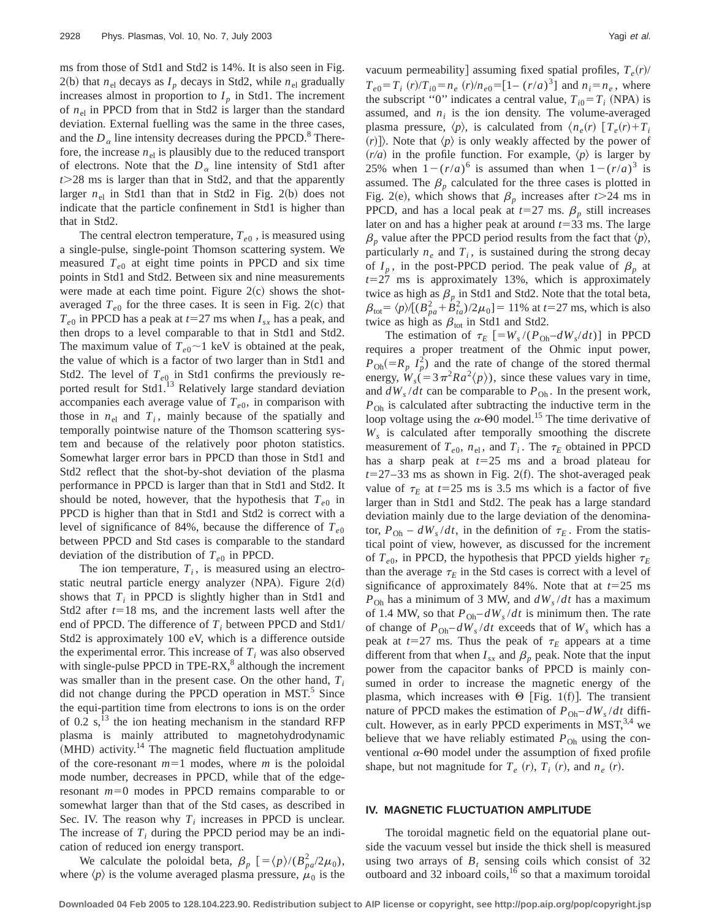ms from those of Std1 and Std2 is 14%. It is also seen in Fig. 2(b) that $n_{el}$ decays as $I_p$ decays in Std2, while $n_{el}$ gradually increases almost in proportion to $I_p$ in Std1. The increment of $n_{el}$ in PPCD from that in Std2 is larger than the standard deviation. External fuelling was the same in the three cases, and the $D_\alpha$ line intensity decreases during the PPCD.[8] Therefore, the increase $n_{el}$ is plausibly due to the reduced transport of electrons. Note that the $D_\alpha$ line intensity of Std1 after $t>28$ ms is larger than that in Std2, and that the apparently larger $n_{el}$ in Std1 than that in Std2 in Fig. 2(b) does not indicate that the particle confinement in Std1 is higher than that in Std2.

The central electron temperature, $T_{e0}$, is measured using a single-pulse, single-point Thomson scattering system. We measured $T_{e0}$ at eight time points in PPCD and six time points in Std1 and Std2. Between six and nine measurements were made at each time point. Figure 2(c) shows the shot-averaged $T_{e0}$ for the three cases. It is seen in Fig. 2(c) that $T_{e0}$ in PPCD has a peak at $t=27$ ms when $I_{sx}$ has a peak, and then drops to a level comparable to that in Std1 and Std2. The maximum value of $T_{e0}\sim 1$ keV is obtained at the peak, the value of which is a factor of two larger than in Std1 and Std2. The level of $T_{e0}$ in Std1 confirms the previously reported result for Std1.[13] Relatively large standard deviation accompanies each average value of $T_{e0}$, in comparison with those in $n_{el}$ and $T_i$, mainly because of the spatially and temporally pointwise nature of the Thomson scattering system and because of the relatively poor photon statistics. Somewhat larger error bars in PPCD than those in Std1 and Std2 reflect that the shot-by-shot deviation of the plasma performance in PPCD is larger than that in Std1 and Std2. It should be noted, however, that the hypothesis that $T_{e0}$ in PPCD is higher than that in Std1 and Std2 is correct with a level of significance of 84%, because the difference of $T_{e0}$ between PPCD and Std cases is comparable to the standard deviation of the distribution of $T_{e0}$ in PPCD.

The ion temperature, $T_i$, is measured using an electrostatic neutral particle energy analyzer (NPA). Figure 2(d) shows that $T_i$ in PPCD is slightly higher than in Std1 and Std2 after $t=18$ ms, and the increment lasts well after the end of PPCD. The difference of $T_i$ between PPCD and Std1/Std2 is approximately 100 eV, which is a difference outside the experimental error. This increase of $T_i$ was also observed with single-pulse PPCD in TPE-RX,[8] although the increment was smaller than in the present case. On the other hand, $T_i$ did not change during the PPCD operation in MST.[5] Since the equi-partition time from electrons to ions is on the order of 0.2 s,[13] the ion heating mechanism in the standard RFP plasma is mainly attributed to magnetohydrodynamic (MHD) activity.[14] The magnetic field fluctuation amplitude of the core-resonant $m=1$ modes, where $m$ is the poloidal mode number, decreases in PPCD, while that of the edge-resonant $m=0$ modes in PPCD remains comparable to or somewhat larger than that of the Std cases, as described in Sec. IV. The reason why $T_i$ increases in PPCD is unclear. The increase of $T_i$ during the PPCD period may be an indication of reduced ion energy transport.

We calculate the poloidal beta, $\beta_p$ $[=\langle p\rangle/(B_{pa}^2/2\mu_0)$, where $\langle p\rangle$ is the volume averaged plasma pressure, $\mu_0$ is the vacuum permeability] assuming fixed spatial profiles, $T_e(r)/T_{e0}=T_i(r)/T_{i0}=n_e(r)/n_{e0}=[1-(r/a)^3]$ and $n_i=n_e$, where the subscript "0" indicates a central value, $T_{i0}=T_i$ (NPA) is assumed, and $n_i$ is the ion density. The volume-averaged plasma pressure, $\langle p\rangle$, is calculated from $\langle n_e(r)\,[T_e(r)+T_i(r)]\rangle$. Note that $\langle p\rangle$ is only weakly affected by the power of $(r/a)$ in the profile function. For example, $\langle p\rangle$ is larger by 25% when $1-(r/a)^6$ is assumed than when $1-(r/a)^3$ is assumed. The $\beta_p$ calculated for the three cases is plotted in Fig. 2(e), which shows that $\beta_p$ increases after $t>24$ ms in PPCD, and has a local peak at $t=27$ ms. $\beta_p$ still increases later on and has a higher peak at around $t=33$ ms. The large $\beta_p$ value after the PPCD period results from the fact that $\langle p\rangle$, particularly $n_e$ and $T_i$, is sustained during the strong decay of $I_p$, in the post-PPCD period. The peak value of $\beta_p$ at $t=27$ ms is approximately 13%, which is approximately twice as high as $\beta_p$ in Std1 and Std2. Note that the total beta, $\beta_{tot}=\langle p\rangle/[(B_{pa}^2+B_{ta}^2)/2\mu_0]=11\%$ at $t=27$ ms, which is also twice as high as $\beta_{tot}$ in Std1 and Std2.

The estimation of $\tau_E$ $[=W_s/(P_{Oh}-dW_s/dt)]$ in PPCD requires a proper treatment of the Ohmic input power, $P_{Oh}(=R_p\,I_p^2)$ and the rate of change of the stored thermal energy, $W_s(=3\pi^2Ra^2\langle p\rangle)$, since these values vary in time, and $dW_s/dt$ can be comparable to $P_{Oh}$. In the present work, $P_{Oh}$ is calculated after subtracting the inductive term in the loop voltage using the $\alpha$-$\Theta 0$ model.[15] The time derivative of $W_s$ is calculated after temporally smoothing the discrete measurement of $T_{e0}$, $n_{el}$, and $T_i$. The $\tau_E$ obtained in PPCD has a sharp peak at $t=25$ ms and a broad plateau for $t=27$–$33$ ms as shown in Fig. 2(f). The shot-averaged peak value of $\tau_E$ at $t=25$ ms is 3.5 ms which is a factor of five larger than in Std1 and Std2. The peak has a large standard deviation mainly due to the large deviation of the denominator, $P_{Oh}-dW_s/dt$, in the definition of $\tau_E$. From the statistical point of view, however, as discussed for the increment of $T_{e0}$, in PPCD, the hypothesis that PPCD yields higher $\tau_E$ than the average $\tau_E$ in the Std cases is correct with a level of significance of approximately 84%. Note that at $t=25$ ms $P_{Oh}$ has a minimum of 3 MW, and $dW_s/dt$ has a maximum of 1.4 MW, so that $P_{Oh}-dW_s/dt$ is minimum then. The rate of change of $P_{Oh}-dW_s/dt$ exceeds that of $W_s$ which has a peak at $t=27$ ms. Thus the peak of $\tau_E$ appears at a time different from that when $I_{sx}$ and $\beta_p$ peak. Note that the input power from the capacitor banks of PPCD is mainly consumed in order to increase the magnetic energy of the plasma, which increases with $\Theta$ [Fig. 1(f)]. The transient nature of PPCD makes the estimation of $P_{Oh}-dW_s/dt$ difficult. However, as in early PPCD experiments in MST,[3,4] we believe that we have reliably estimated $P_{Oh}$ using the conventional $\alpha$-$\Theta 0$ model under the assumption of fixed profile shape, but not magnitude for $T_e(r)$, $T_i(r)$, and $n_e(r)$.

## IV. MAGNETIC FLUCTUATION AMPLITUDE

The toroidal magnetic field on the equatorial plane outside the vacuum vessel but inside the thick shell is measured using two arrays of $B_t$ sensing coils which consist of 32 outboard and 32 inboard coils,[16] so that a maximum toroidal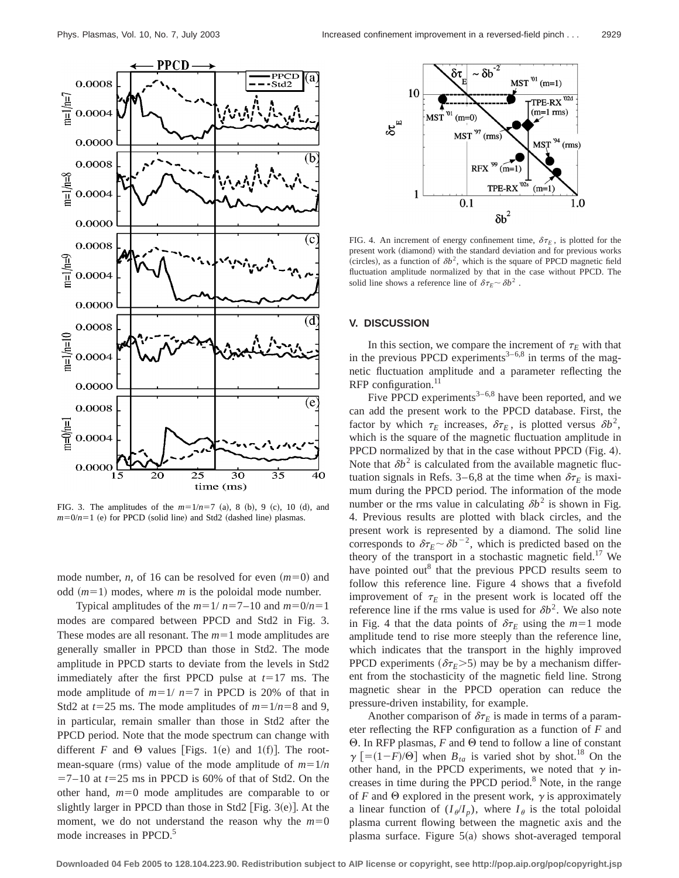FIG. 3. The amplitudes of the $m=1/n=7$ (a), 8 (b), 9 (c), 10 (d), and $m=0/n=1$ (e) for PPCD (solid line) and Std2 (dashed line) plasmas.

mode number, $n$, of 16 can be resolved for even ($m=0$) and odd ($m=1$) modes, where $m$ is the poloidal mode number.

Typical amplitudes of the $m=1/n=7$–10 and $m=0/n=1$ modes are compared between PPCD and Std2 in Fig. 3. These modes are all resonant. The $m=1$ mode amplitudes are generally smaller in PPCD than those in Std2. The mode amplitude in PPCD starts to deviate from the levels in Std2 immediately after the first PPCD pulse at $t=17$ ms. The mode amplitude of $m=1/n=7$ in PPCD is 20% of that in Std2 at $t=25$ ms. The mode amplitudes of $m=1/n=8$ and 9, in particular, remain smaller than those in Std2 after the PPCD period. Note that the mode spectrum can change with different $F$ and $\Theta$ values [Figs. 1(e) and 1(f)]. The root-mean-square (rms) value of the mode amplitude of $m=1/n=7$–10 at $t=25$ ms in PPCD is 60% of that of Std2. On the other hand, $m=0$ mode amplitudes are comparable to or slightly larger in PPCD than those in Std2 [Fig. 3(e)]. At the moment, we do not understand the reason why the $m=0$ mode increases in PPCD.[5]

FIG. 4. An increment of energy confinement time, $\delta\tau_E$, is plotted for the present work (diamond) with the standard deviation and for previous works (circles), as a function of $\delta b^2$, which is the square of PPCD magnetic field fluctuation amplitude normalized by that in the case without PPCD. The solid line shows a reference line of $\delta\tau_E \sim \delta b^2$.

## V. DISCUSSION

In this section, we compare the increment of $\tau_E$ with that in the previous PPCD experiments[3–6,8] in terms of the magnetic fluctuation amplitude and a parameter reflecting the RFP configuration.[11]

Five PPCD experiments[3–6,8] have been reported, and we can add the present work to the PPCD database. First, the factor by which $\tau_E$ increases, $\delta\tau_E$, is plotted versus $\delta b^2$, which is the square of the magnetic fluctuation amplitude in PPCD normalized by that in the case without PPCD (Fig. 4). Note that $\delta b^2$ is calculated from the available magnetic fluctuation signals in Refs. 3–6,8 at the time when $\delta\tau_E$ is maximum during the PPCD period. The information of the mode number or the rms value in calculating $\delta b^2$ is shown in Fig. 4. Previous results are plotted with black circles, and the present work is represented by a diamond. The solid line corresponds to $\delta\tau_E \sim \delta b^{-2}$, which is predicted based on the theory of the transport in a stochastic magnetic field.[17] We have pointed out[8] that the previous PPCD results seem to follow this reference line. Figure 4 shows that a fivefold improvement of $\tau_E$ in the present work is located off the reference line if the rms value is used for $\delta b^2$. We also note in Fig. 4 that the data points of $\delta\tau_E$ using the $m=1$ mode amplitude tend to rise more steeply than the reference line, which indicates that the transport in the highly improved PPCD experiments ($\delta\tau_E > 5$) may be by a mechanism different from the stochasticity of the magnetic field line. Strong magnetic shear in the PPCD operation can reduce the pressure-driven instability, for example.

Another comparison of $\delta\tau_E$ is made in terms of a parameter reflecting the RFP configuration as a function of $F$ and $\Theta$. In RFP plasmas, $F$ and $\Theta$ tend to follow a line of constant $\gamma$ [$=(1-F)/\Theta$] when $B_{ta}$ is varied shot by shot.[18] On the other hand, in the PPCD experiments, we noted that $\gamma$ increases in time during the PPCD period.[8] Note, in the range of $F$ and $\Theta$ explored in the present work, $\gamma$ is approximately a linear function of $(I_\theta/I_p)$, where $I_\theta$ is the total poloidal plasma current flowing between the magnetic axis and the plasma surface. Figure 5(a) shows shot-averaged temporal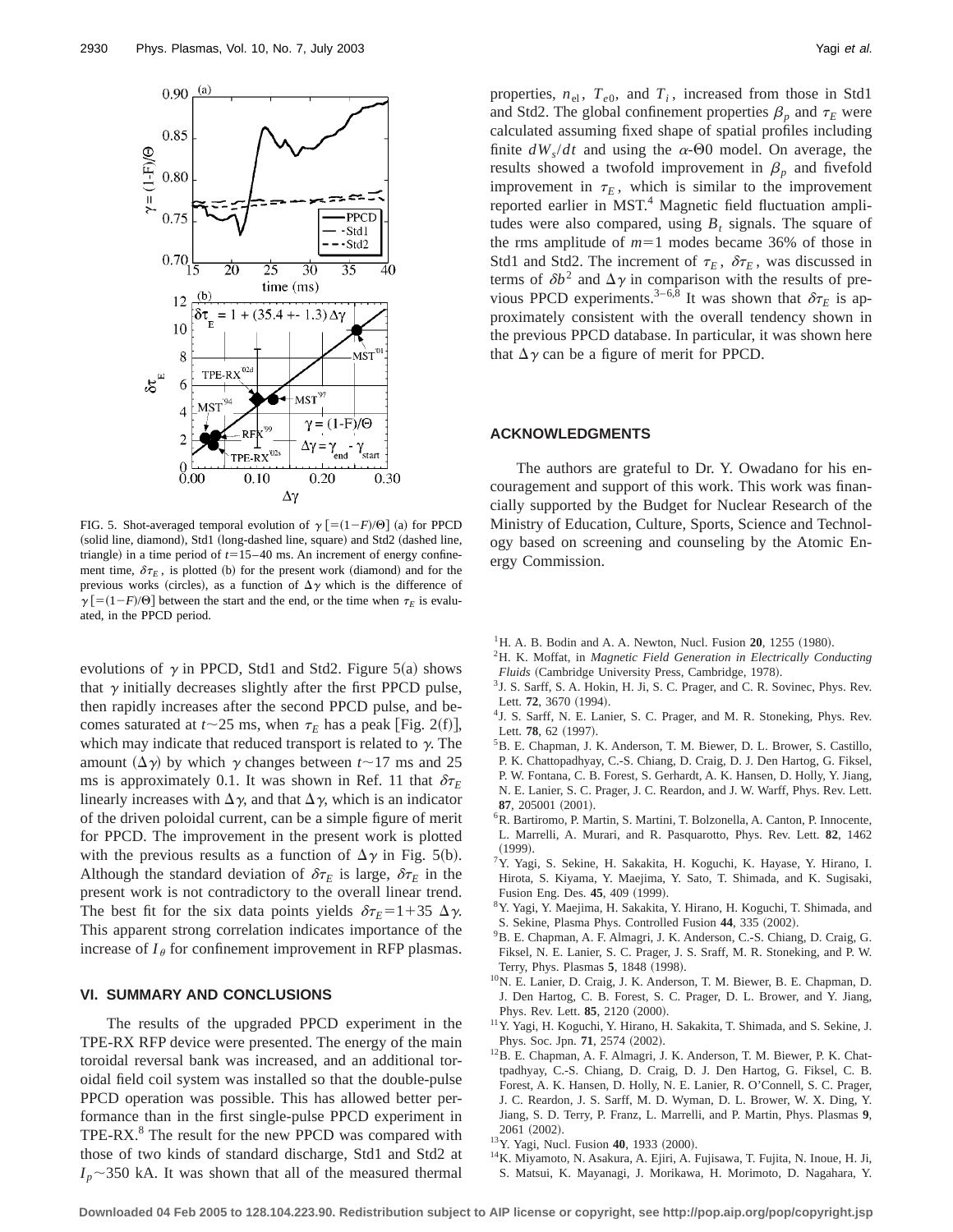FIG. 5. Shot-averaged temporal evolution of $\gamma\,[=(1-F)/\Theta]$ (a) for PPCD (solid line, diamond), Std1 (long-dashed line, square) and Std2 (dashed line, triangle) in a time period of $t=15-40$ ms. An increment of energy confinement time, $\delta\tau_E$, is plotted (b) for the present work (diamond) and for the previous works (circles), as a function of $\Delta\gamma$ which is the difference of $\gamma\,[=(1-F)/\Theta]$ between the start and the end, or the time when $\tau_E$ is evaluated, in the PPCD period.

evolutions of $\gamma$ in PPCD, Std1 and Std2. Figure 5(a) shows that $\gamma$ initially decreases slightly after the first PPCD pulse, then rapidly increases after the second PPCD pulse, and becomes saturated at $t\sim25$ ms, when $\tau_E$ has a peak [Fig. 2(f)], which may indicate that reduced transport is related to $\gamma$. The amount ($\Delta\gamma$) by which $\gamma$ changes between $t\sim17$ ms and 25 ms is approximately 0.1. It was shown in Ref. 11 that $\delta\tau_E$ linearly increases with $\Delta\gamma$, and that $\Delta\gamma$, which is an indicator of the driven poloidal current, can be a simple figure of merit for PPCD. The improvement in the present work is plotted with the previous results as a function of $\Delta\gamma$ in Fig. 5(b). Although the standard deviation of $\delta\tau_E$ is large, $\delta\tau_E$ in the present work is not contradictory to the overall linear trend. The best fit for the six data points yields $\delta\tau_E=1+35\,\Delta\gamma$. This apparent strong correlation indicates importance of the increase of $I_\theta$ for confinement improvement in RFP plasmas.

## VI. SUMMARY AND CONCLUSIONS

The results of the upgraded PPCD experiment in the TPE-RX RFP device were presented. The energy of the main toroidal reversal bank was increased, and an additional toroidal field coil system was installed so that the double-pulse PPCD operation was possible. This has allowed better performance than in the first single-pulse PPCD experiment in TPE-RX.[8] The result for the new PPCD was compared with those of two kinds of standard discharge, Std1 and Std2 at $I_p\sim350$ kA. It was shown that all of the measured thermal properties, $n_{el}$, $T_{e0}$, and $T_i$, increased from those in Std1 and Std2. The global confinement properties $\beta_p$ and $\tau_E$ were calculated assuming fixed shape of spatial profiles including finite $dW_s/dt$ and using the $\alpha$-$\Theta0$ model. On average, the results showed a twofold improvement in $\beta_p$ and fivefold improvement in $\tau_E$, which is similar to the improvement reported earlier in MST.[4] Magnetic field fluctuation amplitudes were also compared, using $B_t$ signals. The square of the rms amplitude of $m=1$ modes became 36% of those in Std1 and Std2. The increment of $\tau_E$, $\delta\tau_E$, was discussed in terms of $\delta b^2$ and $\Delta\gamma$ in comparison with the results of previous PPCD experiments.[3–6,8] It was shown that $\delta\tau_E$ is approximately consistent with the overall tendency shown in the previous PPCD database. In particular, it was shown here that $\Delta\gamma$ can be a figure of merit for PPCD.

## ACKNOWLEDGMENTS

The authors are grateful to Dr. Y. Owadano for his encouragement and support of this work. This work was financially supported by the Budget for Nuclear Research of the Ministry of Education, Culture, Sports, Science and Technology based on screening and counseling by the Atomic Energy Commission.

[1] H. A. B. Bodin and A. A. Newton, Nucl. Fusion **20**, 1255 (1980).
[2] H. K. Moffat, in *Magnetic Field Generation in Electrically Conducting Fluids* (Cambridge University Press, Cambridge, 1978).
[3] J. S. Sarff, S. A. Hokin, H. Ji, S. C. Prager, and C. R. Sovinec, Phys. Rev. Lett. **72**, 3670 (1994).
[4] J. S. Sarff, N. E. Lanier, S. C. Prager, and M. R. Stoneking, Phys. Rev. Lett. **78**, 62 (1997).
[5] B. E. Chapman, J. K. Anderson, T. M. Biewer, D. L. Brower, S. Castillo, P. K. Chattopadhyay, C.-S. Chiang, D. Craig, D. J. Den Hartog, G. Fiksel, P. W. Fontana, C. B. Forest, S. Gerhardt, A. K. Hansen, D. Holly, Y. Jiang, N. E. Lanier, S. C. Prager, J. C. Reardon, and J. W. Warff, Phys. Rev. Lett. **87**, 205001 (2001).
[6] R. Bartiromo, P. Martin, S. Martini, T. Bolzonella, A. Canton, P. Innocente, L. Marrelli, A. Murari, and R. Pasquarotto, Phys. Rev. Lett. **82**, 1462 (1999).
[7] Y. Yagi, S. Sekine, H. Sakakita, H. Koguchi, K. Hayase, Y. Hirano, I. Hirota, S. Kiyama, Y. Maejima, Y. Sato, T. Shimada, and K. Sugisaki, Fusion Eng. Des. **45**, 409 (1999).
[8] Y. Yagi, Y. Maejima, H. Sakakita, Y. Hirano, H. Koguchi, T. Shimada, and S. Sekine, Plasma Phys. Controlled Fusion **44**, 335 (2002).
[9] B. E. Chapman, A. F. Almagri, J. K. Anderson, C.-S. Chiang, D. Craig, G. Fiksel, N. E. Lanier, S. C. Prager, J. S. Sarff, M. R. Stoneking, and P. W. Terry, Phys. Plasmas **5**, 1848 (1998).
[10] N. E. Lanier, D. Craig, J. K. Anderson, T. M. Biewer, B. E. Chapman, D. J. Den Hartog, C. B. Forest, S. C. Prager, D. L. Brower, and Y. Jiang, Phys. Rev. Lett. **85**, 2120 (2000).
[11] Y. Yagi, H. Koguchi, Y. Hirano, H. Sakakita, T. Shimada, and S. Sekine, J. Phys. Soc. Jpn. **71**, 2574 (2002).
[12] B. E. Chapman, A. F. Almagri, J. K. Anderson, T. M. Biewer, P. K. Chattpadhyay, C.-S. Chiang, D. Craig, D. J. Den Hartog, G. Fiksel, C. B. Forest, A. K. Hansen, D. Holly, N. E. Lanier, R. O'Connell, S. C. Prager, J. C. Reardon, J. S. Sarff, M. D. Wyman, D. L. Brower, W. X. Ding, Y. Jiang, S. D. Terry, P. Franz, L. Marrelli, and P. Martin, Phys. Plasmas **9**, 2061 (2002).
[13] Y. Yagi, Nucl. Fusion **40**, 1933 (2000).
[14] K. Miyamoto, N. Asakura, A. Ejiri, K. Fujisawa, T. Fujita, N. Inoue, H. Ji, S. Matsui, K. Mayanagi, J. Morikawa, H. Morimoto, D. Nagahara, Y.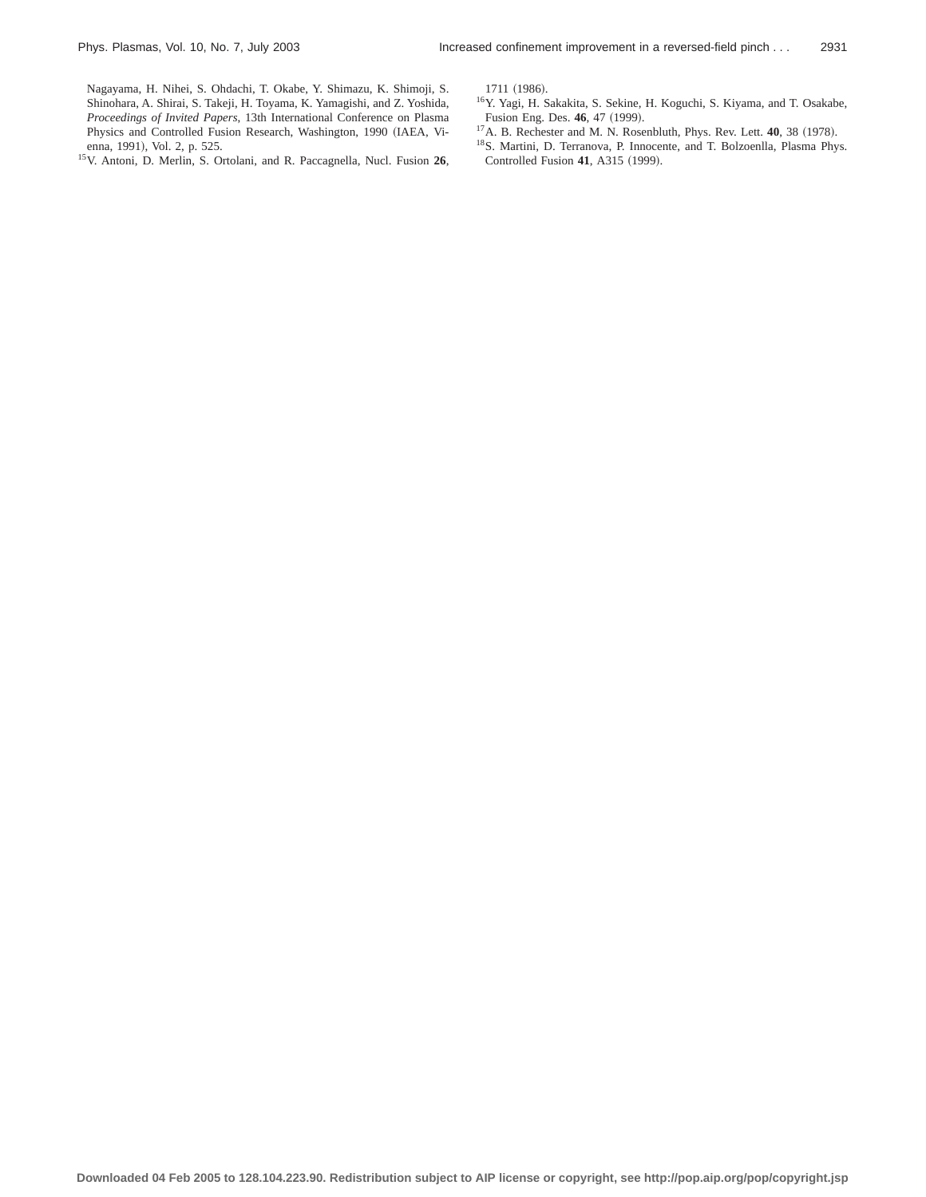Nagayama, H. Nihei, S. Ohdachi, T. Okabe, Y. Shimazu, K. Shimoji, S. Shinohara, A. Shirai, S. Takeji, H. Toyama, K. Yamagishi, and Z. Yoshida, *Proceedings of Invited Papers*, 13th International Conference on Plasma Physics and Controlled Fusion Research, Washington, 1990 (IAEA, Vienna, 1991), Vol. 2, p. 525.

[15] V. Antoni, D. Merlin, S. Ortolani, and R. Paccagnella, Nucl. Fusion **26**, 1711 (1986).

[16] Y. Yagi, H. Sakakita, S. Sekine, H. Koguchi, S. Kiyama, and T. Osakabe, Fusion Eng. Des. **46**, 47 (1999).

[17] A. B. Rechester and M. N. Rosenbluth, Phys. Rev. Lett. **40**, 38 (1978).

[18] S. Martini, D. Terranova, P. Innocente, and T. Bolzoenlla, Plasma Phys. Controlled Fusion **41**, A315 (1999).

**Downloaded 04 Feb 2005 to 128.104.223.90. Redistribution subject to AIP license or copyright, see http://pop.aip.org/pop/copyright.jsp**